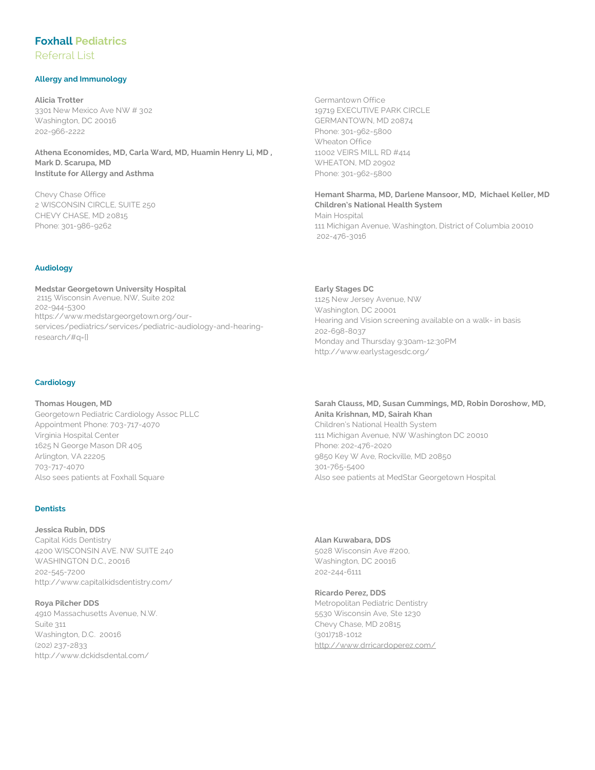# Foxhall Pediatrics

Referral List

## Allergy and Immunology

**Alicia Trotter**
3301 New Mexico Ave NW # 302
Washington, DC 20016
202-966-2222

**Athena Economides, MD, Carla Ward, MD, Huamin Henry Li, MD , Mark D. Scarupa, MD**
**Institute for Allergy and Asthma**

Chevy Chase Office
2 WISCONSIN CIRCLE, SUITE 250
CHEVY CHASE, MD 20815
Phone: 301-986-9262

Germantown Office
19719 EXECUTIVE PARK CIRCLE
GERMANTOWN, MD 20874
Phone: 301-962-5800
Wheaton Office
11002 VEIRS MILL RD #414
WHEATON, MD 20902
Phone: 301-962-5800

**Hemant Sharma, MD, Darlene Mansoor, MD, Michael Keller, MD**
**Children's National Health System**
Main Hospital
111 Michigan Avenue, Washington, District of Columbia 20010
202-476-3016

## Audiology

**Medstar Georgetown University Hospital**
2115 Wisconsin Avenue, NW, Suite 202
202-944-5300
https://www.medstargeorgetown.org/our-services/pediatrics/services/pediatric-audiology-and-hearing-research/#q={}

**Early Stages DC**
1125 New Jersey Avenue, NW
Washington, DC 20001
Hearing and Vision screening available on a walk- in basis
202-698-8037
Monday and Thursday 9:30am-12:30PM
http://www.earlystagesdc.org/

## Cardiology

**Thomas Hougen, MD**
Georgetown Pediatric Cardiology Assoc PLLC
Appointment Phone: 703-717-4070
Virginia Hospital Center
1625 N George Mason DR 405
Arlington, VA 22205
703-717-4070
Also sees patients at Foxhall Square

**Sarah Clauss, MD, Susan Cummings, MD, Robin Doroshow, MD, Anita Krishnan, MD, Sairah Khan**
Children's National Health System
111 Michigan Avenue, NW Washington DC 20010
Phone: 202-476-2020
9850 Key W Ave, Rockville, MD 20850
301-765-5400
Also see patients at MedStar Georgetown Hospital

## Dentists

**Jessica Rubin, DDS**
Capital Kids Dentistry
4200 WISCONSIN AVE. NW SUITE 240
WASHINGTON D.C., 20016
202-545-7200
http://www.capitalkidsdentistry.com/

**Roya Pilcher DDS**
4910 Massachusetts Avenue, N.W.
Suite 311
Washington, D.C. 20016
(202) 237-2833
http://www.dckidsdental.com/

**Alan Kuwabara, DDS**
5028 Wisconsin Ave #200,
Washington, DC 20016
202-244-6111

**Ricardo Perez, DDS**
Metropolitan Pediatric Dentistry
5530 Wisconsin Ave, Ste 1230
Chevy Chase, MD 20815
(301)718-1012
http://www.drricardoperez.com/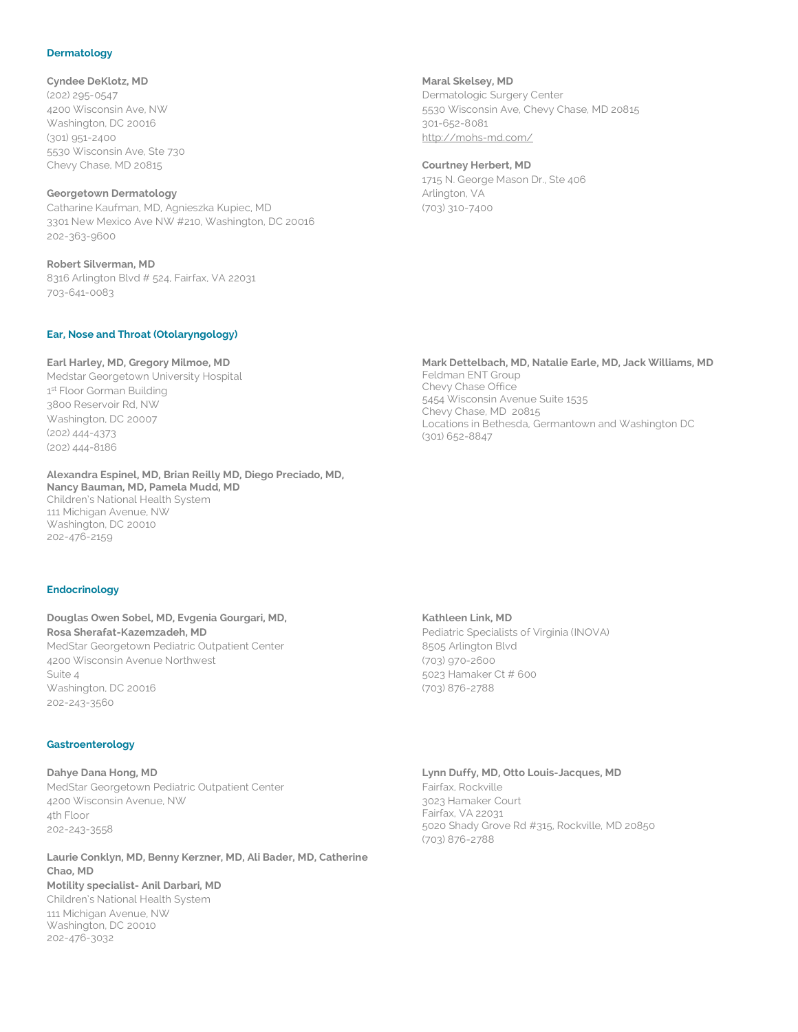## Dermatology

**Cyndee DeKlotz, MD**
(202) 295-0547
4200 Wisconsin Ave, NW
Washington, DC 20016
(301) 951-2400
5530 Wisconsin Ave, Ste 730
Chevy Chase, MD 20815

**Georgetown Dermatology**
Catharine Kaufman, MD, Agnieszka Kupiec, MD
3301 New Mexico Ave NW #210, Washington, DC 20016
202-363-9600

**Robert Silverman, MD**
8316 Arlington Blvd # 524, Fairfax, VA 22031
703-641-0083

**Maral Skelsey, MD**
Dermatologic Surgery Center
5530 Wisconsin Ave, Chevy Chase, MD 20815
301-652-8081
http://mohs-md.com/

**Courtney Herbert, MD**
1715 N. George Mason Dr., Ste 406
Arlington, VA
(703) 310-7400

## Ear, Nose and Throat (Otolaryngology)

**Earl Harley, MD, Gregory Milmoe, MD**
Medstar Georgetown University Hospital
1st Floor Gorman Building
3800 Reservoir Rd, NW
Washington, DC 20007
(202) 444-4373
(202) 444-8186

**Alexandra Espinel, MD, Brian Reilly MD, Diego Preciado, MD, Nancy Bauman, MD, Pamela Mudd, MD**
Children's National Health System
111 Michigan Avenue, NW
Washington, DC 20010
202-476-2159

**Mark Dettelbach, MD, Natalie Earle, MD, Jack Williams, MD**
Feldman ENT Group
Chevy Chase Office
5454 Wisconsin Avenue Suite 1535
Chevy Chase, MD 20815
Locations in Bethesda, Germantown and Washington DC
(301) 652-8847

## Endocrinology

**Douglas Owen Sobel, MD, Evgenia Gourgari, MD, Rosa Sherafat-Kazemzadeh, MD**
MedStar Georgetown Pediatric Outpatient Center
4200 Wisconsin Avenue Northwest
Suite 4
Washington, DC 20016
202-243-3560

**Kathleen Link, MD**
Pediatric Specialists of Virginia (INOVA)
8505 Arlington Blvd
(703) 970-2600
5023 Hamaker Ct # 600
(703) 876-2788

## Gastroenterology

**Dahye Dana Hong, MD**
MedStar Georgetown Pediatric Outpatient Center
4200 Wisconsin Avenue, NW
4th Floor
202-243-3558

**Laurie Conklyn, MD, Benny Kerzner, MD, Ali Bader, MD, Catherine Chao, MD**
**Motility specialist- Anil Darbari, MD**
Children's National Health System
111 Michigan Avenue, NW
Washington, DC 20010
202-476-3032

**Lynn Duffy, MD, Otto Louis-Jacques, MD**
Fairfax, Rockville
3023 Hamaker Court
Fairfax, VA 22031
5020 Shady Grove Rd #315, Rockville, MD 20850
(703) 876-2788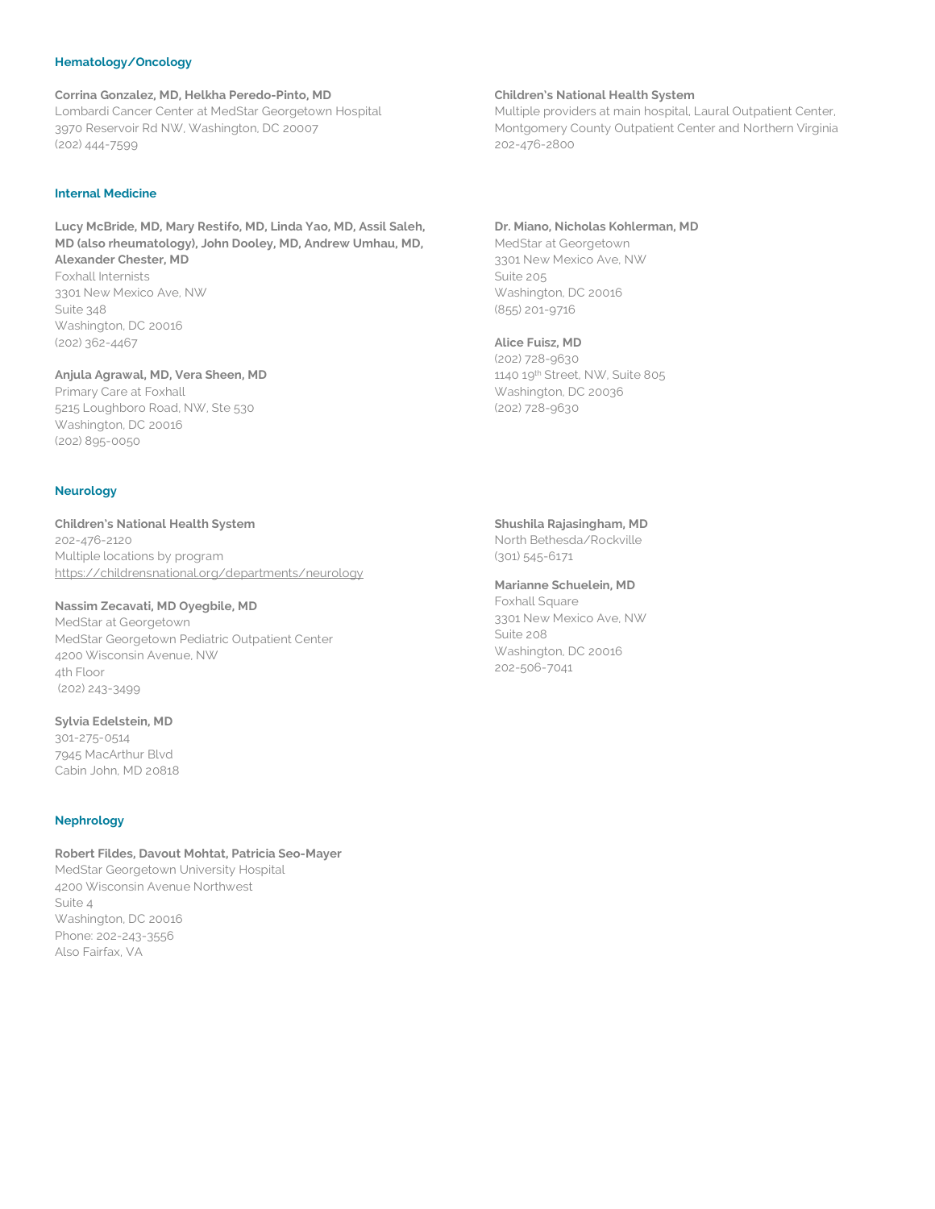### Hematology/Oncology

**Corrina Gonzalez, MD, Helkha Peredo-Pinto, MD**
Lombardi Cancer Center at MedStar Georgetown Hospital
3970 Reservoir Rd NW, Washington, DC 20007
(202) 444-7599

**Children's National Health System**
Multiple providers at main hospital, Laural Outpatient Center, Montgomery County Outpatient Center and Northern Virginia
202-476-2800

### Internal Medicine

**Lucy McBride, MD, Mary Restifo, MD, Linda Yao, MD, Assil Saleh, MD (also rheumatology), John Dooley, MD, Andrew Umhau, MD, Alexander Chester, MD**
Foxhall Internists
3301 New Mexico Ave, NW
Suite 348
Washington, DC 20016
(202) 362-4467

**Anjula Agrawal, MD, Vera Sheen, MD**
Primary Care at Foxhall
5215 Loughboro Road, NW, Ste 530
Washington, DC 20016
(202) 895-0050

**Dr. Miano, Nicholas Kohlerman, MD**
MedStar at Georgetown
3301 New Mexico Ave, NW
Suite 205
Washington, DC 20016
(855) 201-9716

**Alice Fuisz, MD**
(202) 728-9630
1140 19th Street, NW, Suite 805
Washington, DC 20036
(202) 728-9630

### Neurology

**Children's National Health System**
202-476-2120
Multiple locations by program
https://childrensnational.org/departments/neurology

**Nassim Zecavati, MD Oyegbile, MD**
MedStar at Georgetown
MedStar Georgetown Pediatric Outpatient Center
4200 Wisconsin Avenue, NW
4th Floor
(202) 243-3499

**Sylvia Edelstein, MD**
301-275-0514
7945 MacArthur Blvd
Cabin John, MD 20818

**Shushila Rajasingham, MD**
North Bethesda/Rockville
(301) 545-6171

**Marianne Schuelein, MD**
Foxhall Square
3301 New Mexico Ave, NW
Suite 208
Washington, DC 20016
202-506-7041

### Nephrology

**Robert Fildes, Davout Mohtat, Patricia Seo-Mayer**
MedStar Georgetown University Hospital
4200 Wisconsin Avenue Northwest
Suite 4
Washington, DC 20016
Phone: 202-243-3556
Also Fairfax, VA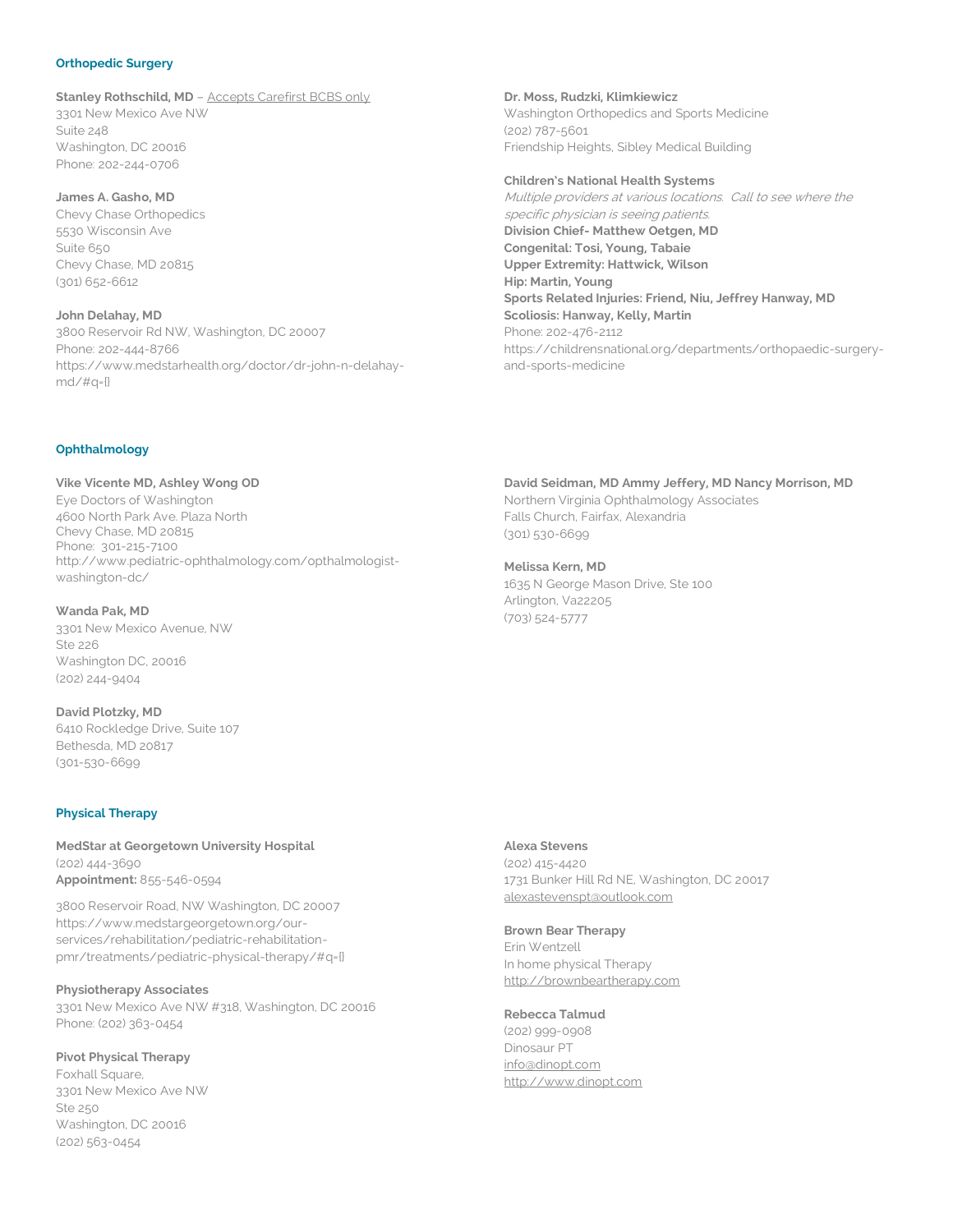## Orthopedic Surgery

**Stanley Rothschild, MD** – Accepts Carefirst BCBS only
3301 New Mexico Ave NW
Suite 248
Washington, DC 20016
Phone: 202-244-0706

**James A. Gasho, MD**
Chevy Chase Orthopedics
5530 Wisconsin Ave
Suite 650
Chevy Chase, MD 20815
(301) 652-6612

**John Delahay, MD**
3800 Reservoir Rd NW, Washington, DC 20007
Phone: 202-444-8766
https://www.medstarhealth.org/doctor/dr-john-n-delahay-md/#q={}

**Dr. Moss, Rudzki, Klimkiewicz**
Washington Orthopedics and Sports Medicine
(202) 787-5601
Friendship Heights, Sibley Medical Building

**Children's National Health Systems**
*Multiple providers at various locations. Call to see where the specific physician is seeing patients.*
**Division Chief- Matthew Oetgen, MD**
**Congenital: Tosi, Young, Tabaie**
**Upper Extremity: Hattwick, Wilson**
**Hip: Martin, Young**
**Sports Related Injuries: Friend, Niu, Jeffrey Hanway, MD**
**Scoliosis: Hanway, Kelly, Martin**
Phone: 202-476-2112
https://childrensnational.org/departments/orthopaedic-surgery-and-sports-medicine

## Ophthalmology

**Vike Vicente MD, Ashley Wong OD**
Eye Doctors of Washington
4600 North Park Ave. Plaza North
Chevy Chase, MD 20815
Phone: 301-215-7100
http://www.pediatric-ophthalmology.com/opthalmologist-washington-dc/

**Wanda Pak, MD**
3301 New Mexico Avenue, NW
Ste 226
Washington DC, 20016
(202) 244-9404

**David Plotzky, MD**
6410 Rockledge Drive, Suite 107
Bethesda, MD 20817
(301-530-6699

**David Seidman, MD Ammy Jeffery, MD Nancy Morrison, MD**
Northern Virginia Ophthalmology Associates
Falls Church, Fairfax, Alexandria
(301) 530-6699

**Melissa Kern, MD**
1635 N George Mason Drive, Ste 100
Arlington, Va22205
(703) 524-5777

## Physical Therapy

**MedStar at Georgetown University Hospital**
(202) 444-3690
**Appointment:** 855-546-0594

3800 Reservoir Road, NW Washington, DC 20007
https://www.medstargeorgetown.org/our-services/rehabilitation/pediatric-rehabilitation-pmr/treatments/pediatric-physical-therapy/#q={}

**Physiotherapy Associates**
3301 New Mexico Ave NW #318, Washington, DC 20016
Phone: (202) 363-0454

**Pivot Physical Therapy**
Foxhall Square,
3301 New Mexico Ave NW
Ste 250
Washington, DC 20016
(202) 563-0454

**Alexa Stevens**
(202) 415-4420
1731 Bunker Hill Rd NE, Washington, DC 20017
alexastevenspt@outlook.com

**Brown Bear Therapy**
Erin Wentzell
In home physical Therapy
http://brownbeartherapy.com

**Rebecca Talmud**
(202) 999-0908
Dinosaur PT
info@dinopt.com
http://www.dinopt.com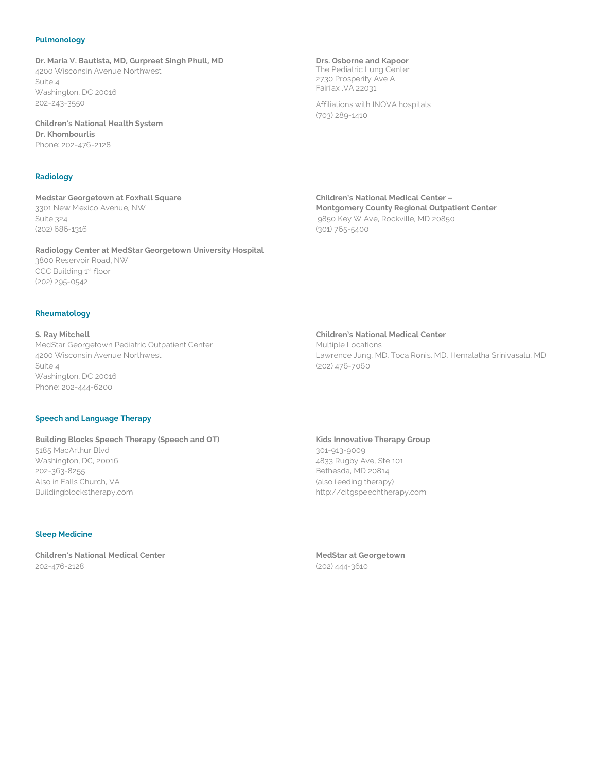## Pulmonology

**Dr. Maria V. Bautista, MD, Gurpreet Singh Phull, MD**
4200 Wisconsin Avenue Northwest
Suite 4
Washington, DC 20016
202-243-3550

**Children's National Health System**
**Dr. Khombourlis**
Phone: 202-476-2128

**Drs. Osborne and Kapoor**
The Pediatric Lung Center
2730 Prosperity Ave A
Fairfax ,VA 22031

Affiliations with INOVA hospitals
(703) 289-1410

## Radiology

**Medstar Georgetown at Foxhall Square**
3301 New Mexico Avenue, NW
Suite 324
(202) 686-1316

**Radiology Center at MedStar Georgetown University Hospital**
3800 Reservoir Road, NW
CCC Building 1st floor
(202) 295-0542

**Children's National Medical Center – Montgomery County Regional Outpatient Center**
9850 Key W Ave, Rockville, MD 20850
(301) 765-5400

## Rheumatology

**S. Ray Mitchell**
MedStar Georgetown Pediatric Outpatient Center
4200 Wisconsin Avenue Northwest
Suite 4
Washington, DC 20016
Phone: 202-444-6200

**Children's National Medical Center**
Multiple Locations
Lawrence Jung, MD, Toca Ronis, MD, Hemalatha Srinivasalu, MD
(202) 476-7060

## Speech and Language Therapy

**Building Blocks Speech Therapy (Speech and OT)**
5185 MacArthur Blvd
Washington, DC, 20016
202-363-8255
Also in Falls Church, VA
Buildingblockstherapy.com

**Kids Innovative Therapy Group**
301-913-9009
4833 Rugby Ave, Ste 101
Bethesda, MD 20814
(also feeding therapy)
http://citgspeechtherapy.com

## Sleep Medicine

**Children's National Medical Center**
202-476-2128

**MedStar at Georgetown**
(202) 444-3610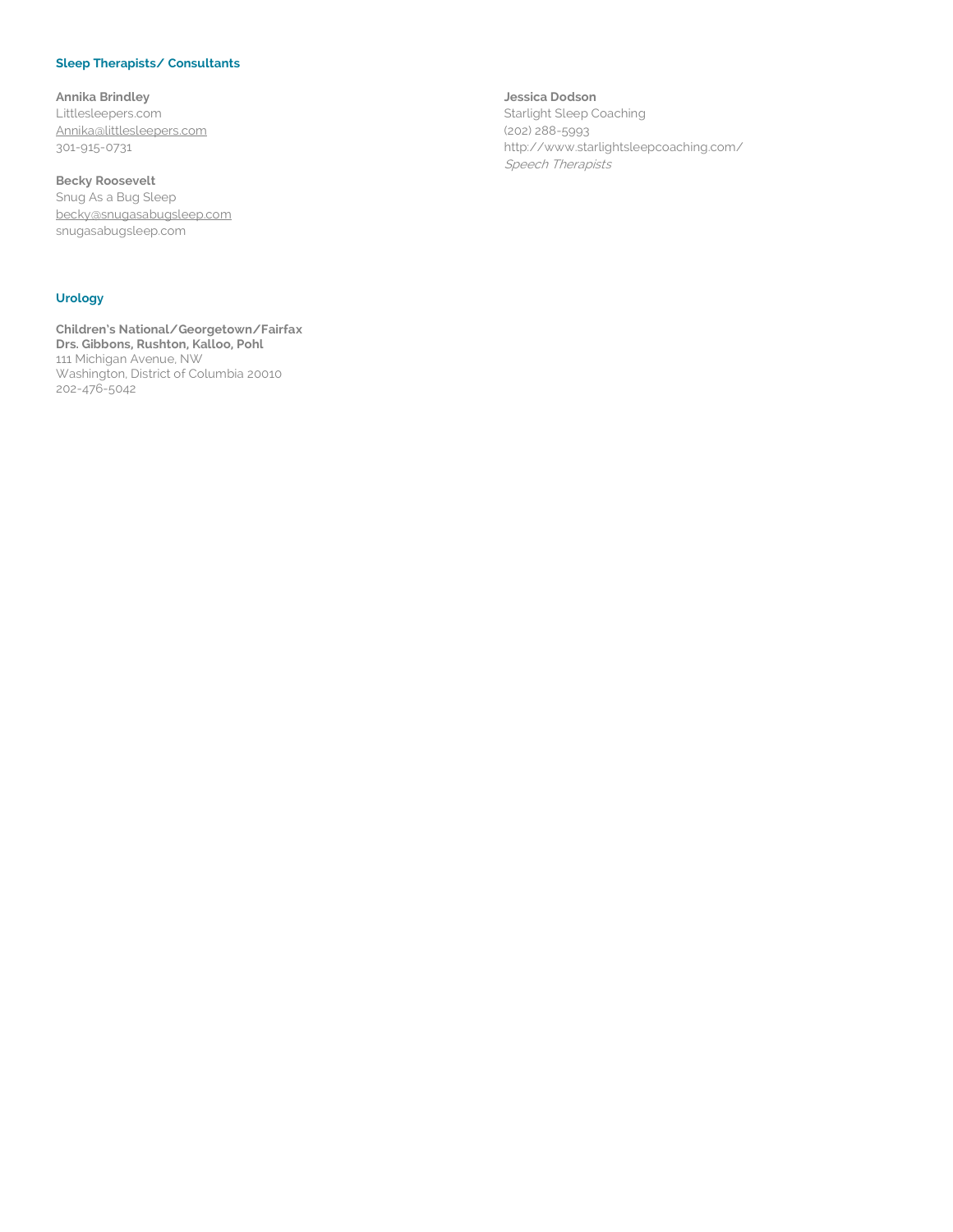### Sleep Therapists/ Consultants

**Annika Brindley**
Littlesleepers.com
Annika@littlesleepers.com
301-915-0731

**Becky Roosevelt**
Snug As a Bug Sleep
becky@snugasabugsleep.com
snugasabugsleep.com

**Jessica Dodson**
Starlight Sleep Coaching
(202) 288-5993
http://www.starlightsleepcoaching.com/
*Speech Therapists*

### Urology

**Children's National/Georgetown/Fairfax**
**Drs. Gibbons, Rushton, Kalloo, Pohl**
111 Michigan Avenue, NW
Washington, District of Columbia 20010
202-476-5042